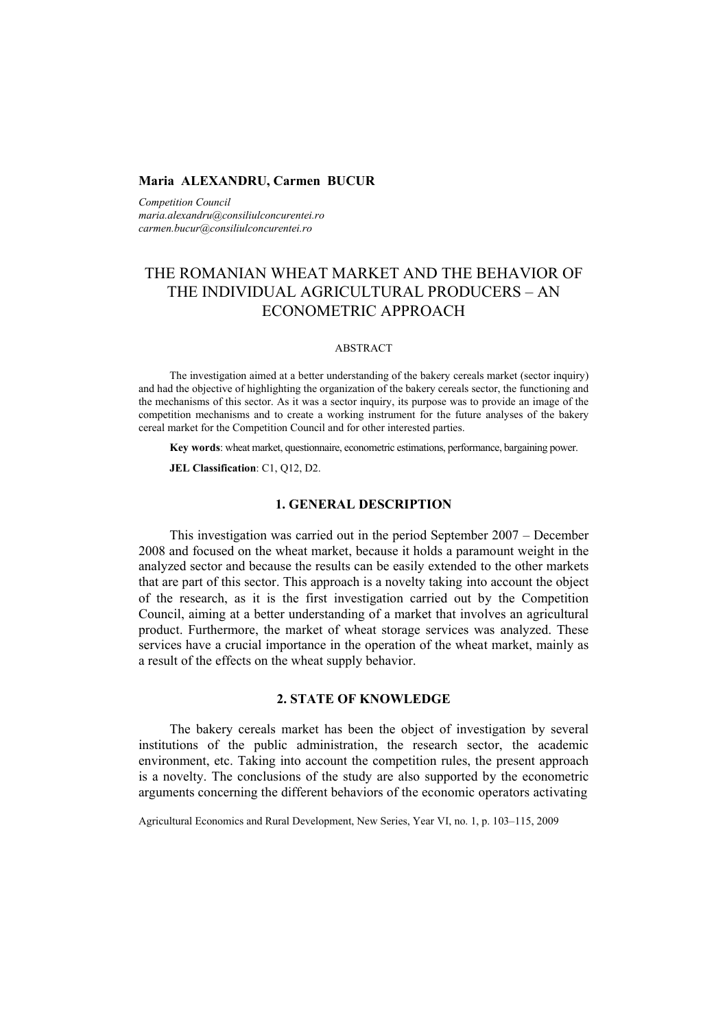**Maria ALEXANDRU, Carmen BUCUR**

*Competition Council*
*maria.alexandru@consiliulconcurentei.ro*
*carmen.bucur@consiliulconcurentei.ro*

# THE ROMANIAN WHEAT MARKET AND THE BEHAVIOR OF THE INDIVIDUAL AGRICULTURAL PRODUCERS – AN ECONOMETRIC APPROACH

ABSTRACT

The investigation aimed at a better understanding of the bakery cereals market (sector inquiry) and had the objective of highlighting the organization of the bakery cereals sector, the functioning and the mechanisms of this sector. As it was a sector inquiry, its purpose was to provide an image of the competition mechanisms and to create a working instrument for the future analyses of the bakery cereal market for the Competition Council and for other interested parties.

**Key words**: wheat market, questionnaire, econometric estimations, performance, bargaining power.

**JEL Classification**: C1, Q12, D2.

## 1. GENERAL DESCRIPTION

This investigation was carried out in the period September 2007 – December 2008 and focused on the wheat market, because it holds a paramount weight in the analyzed sector and because the results can be easily extended to the other markets that are part of this sector. This approach is a novelty taking into account the object of the research, as it is the first investigation carried out by the Competition Council, aiming at a better understanding of a market that involves an agricultural product. Furthermore, the market of wheat storage services was analyzed. These services have a crucial importance in the operation of the wheat market, mainly as a result of the effects on the wheat supply behavior.

## 2. STATE OF KNOWLEDGE

The bakery cereals market has been the object of investigation by several institutions of the public administration, the research sector, the academic environment, etc. Taking into account the competition rules, the present approach is a novelty. The conclusions of the study are also supported by the econometric arguments concerning the different behaviors of the economic operators activating

Agricultural Economics and Rural Development, New Series, Year VI, no. 1, p. 103–115, 2009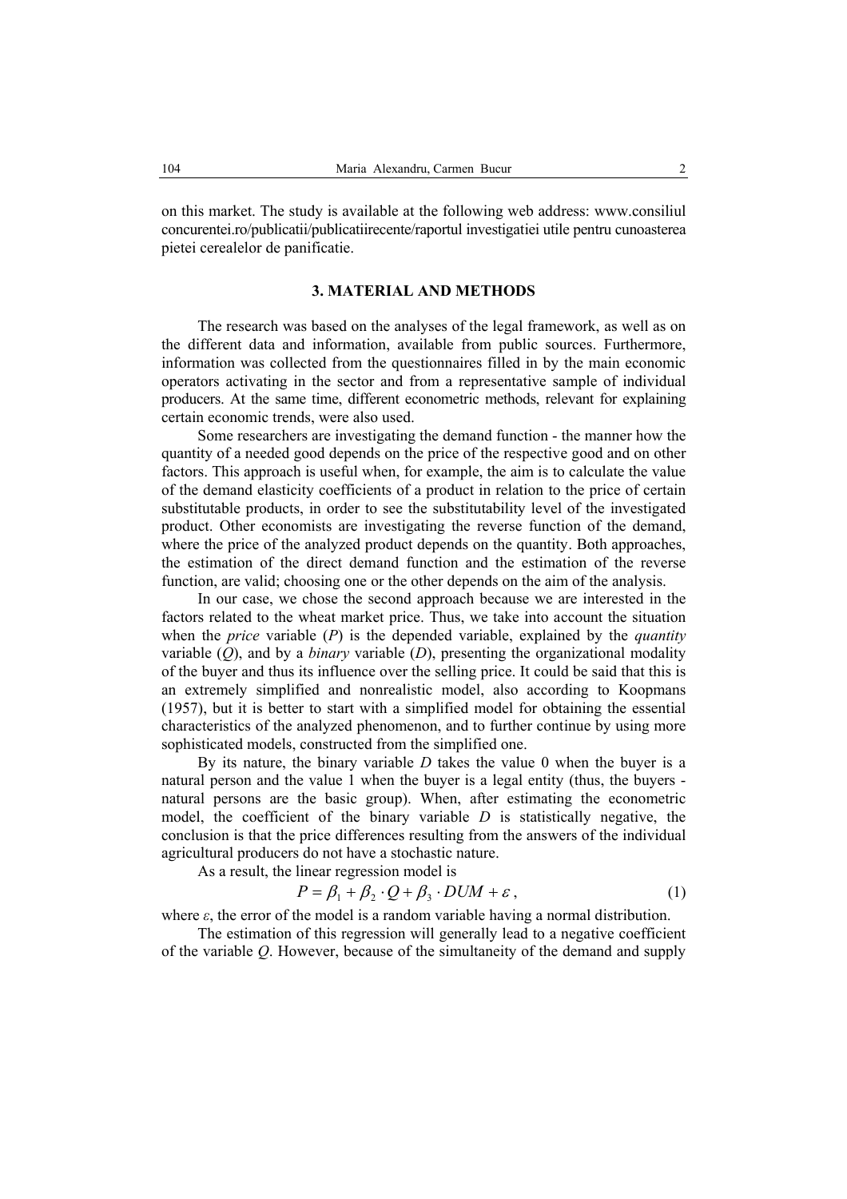on this market. The study is available at the following web address: www.consiliul concurentei.ro/publicatii/publicatiirecente/raportul investigatiei utile pentru cunoasterea pietei cerealelor de panificatie.

### 3. MATERIAL AND METHODS

The research was based on the analyses of the legal framework, as well as on the different data and information, available from public sources. Furthermore, information was collected from the questionnaires filled in by the main economic operators activating in the sector and from a representative sample of individual producers. At the same time, different econometric methods, relevant for explaining certain economic trends, were also used.

Some researchers are investigating the demand function - the manner how the quantity of a needed good depends on the price of the respective good and on other factors. This approach is useful when, for example, the aim is to calculate the value of the demand elasticity coefficients of a product in relation to the price of certain substitutable products, in order to see the substitutability level of the investigated product. Other economists are investigating the reverse function of the demand, where the price of the analyzed product depends on the quantity. Both approaches, the estimation of the direct demand function and the estimation of the reverse function, are valid; choosing one or the other depends on the aim of the analysis.

In our case, we chose the second approach because we are interested in the factors related to the wheat market price. Thus, we take into account the situation when the *price* variable ($P$) is the depended variable, explained by the *quantity* variable ($Q$), and by a *binary* variable ($D$), presenting the organizational modality of the buyer and thus its influence over the selling price. It could be said that this is an extremely simplified and nonrealistic model, also according to Koopmans (1957), but it is better to start with a simplified model for obtaining the essential characteristics of the analyzed phenomenon, and to further continue by using more sophisticated models, constructed from the simplified one.

By its nature, the binary variable $D$ takes the value 0 when the buyer is a natural person and the value 1 when the buyer is a legal entity (thus, the buyers - natural persons are the basic group). When, after estimating the econometric model, the coefficient of the binary variable $D$ is statistically negative, the conclusion is that the price differences resulting from the answers of the individual agricultural producers do not have a stochastic nature.

As a result, the linear regression model is

$$P = \beta_1 + \beta_2 \cdot Q + \beta_3 \cdot DUM + \varepsilon \,, \tag{1}$$

where $\varepsilon$, the error of the model is a random variable having a normal distribution.

The estimation of this regression will generally lead to a negative coefficient of the variable $Q$. However, because of the simultaneity of the demand and supply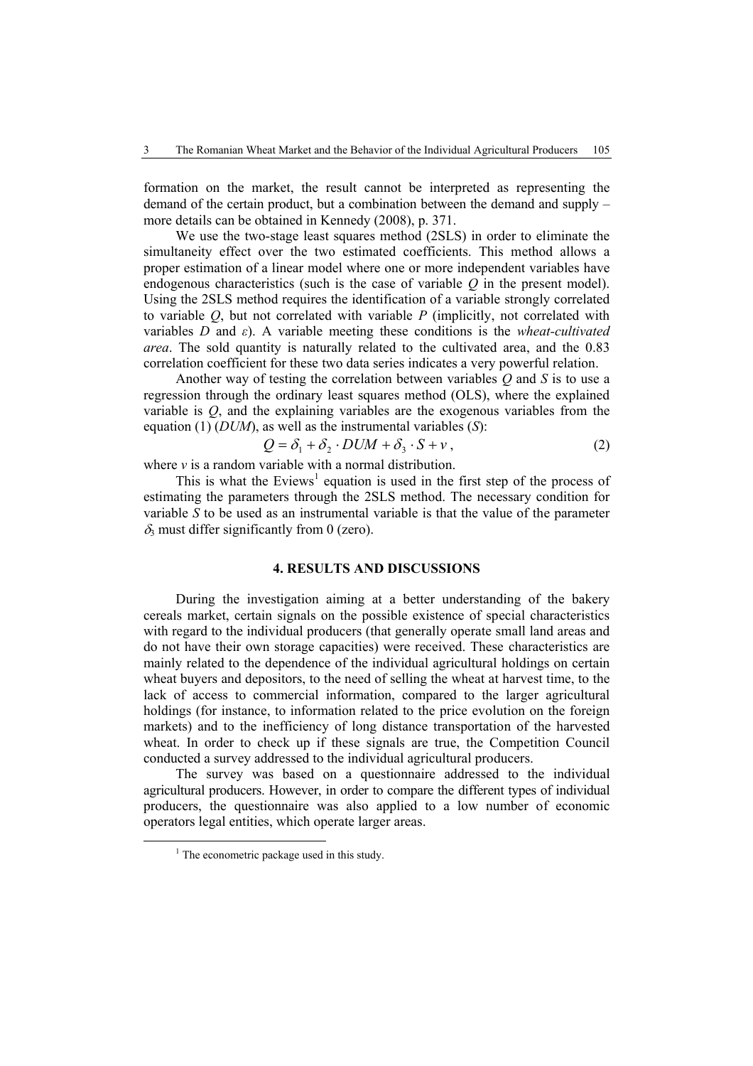formation on the market, the result cannot be interpreted as representing the demand of the certain product, but a combination between the demand and supply – more details can be obtained in Kennedy (2008), p. 371.

We use the two-stage least squares method (2SLS) in order to eliminate the simultaneity effect over the two estimated coefficients. This method allows a proper estimation of a linear model where one or more independent variables have endogenous characteristics (such is the case of variable $Q$ in the present model). Using the 2SLS method requires the identification of a variable strongly correlated to variable $Q$, but not correlated with variable $P$ (implicitly, not correlated with variables $D$ and $\varepsilon$). A variable meeting these conditions is the *wheat-cultivated area*. The sold quantity is naturally related to the cultivated area, and the 0.83 correlation coefficient for these two data series indicates a very powerful relation.

Another way of testing the correlation between variables $Q$ and $S$ is to use a regression through the ordinary least squares method (OLS), where the explained variable is $Q$, and the explaining variables are the exogenous variables from the equation (1) ($DUM$), as well as the instrumental variables ($S$):

$$Q = \delta_1 + \delta_2 \cdot DUM + \delta_3 \cdot S + v\,, \tag{2}$$

where $v$ is a random variable with a normal distribution.

This is what the Eviews[1] equation is used in the first step of the process of estimating the parameters through the 2SLS method. The necessary condition for variable $S$ to be used as an instrumental variable is that the value of the parameter $\delta_3$ must differ significantly from 0 (zero).

## 4. RESULTS AND DISCUSSIONS

During the investigation aiming at a better understanding of the bakery cereals market, certain signals on the possible existence of special characteristics with regard to the individual producers (that generally operate small land areas and do not have their own storage capacities) were received. These characteristics are mainly related to the dependence of the individual agricultural holdings on certain wheat buyers and depositors, to the need of selling the wheat at harvest time, to the lack of access to commercial information, compared to the larger agricultural holdings (for instance, to information related to the price evolution on the foreign markets) and to the inefficiency of long distance transportation of the harvested wheat. In order to check up if these signals are true, the Competition Council conducted a survey addressed to the individual agricultural producers.

The survey was based on a questionnaire addressed to the individual agricultural producers. However, in order to compare the different types of individual producers, the questionnaire was also applied to a low number of economic operators legal entities, which operate larger areas.

[1] The econometric package used in this study.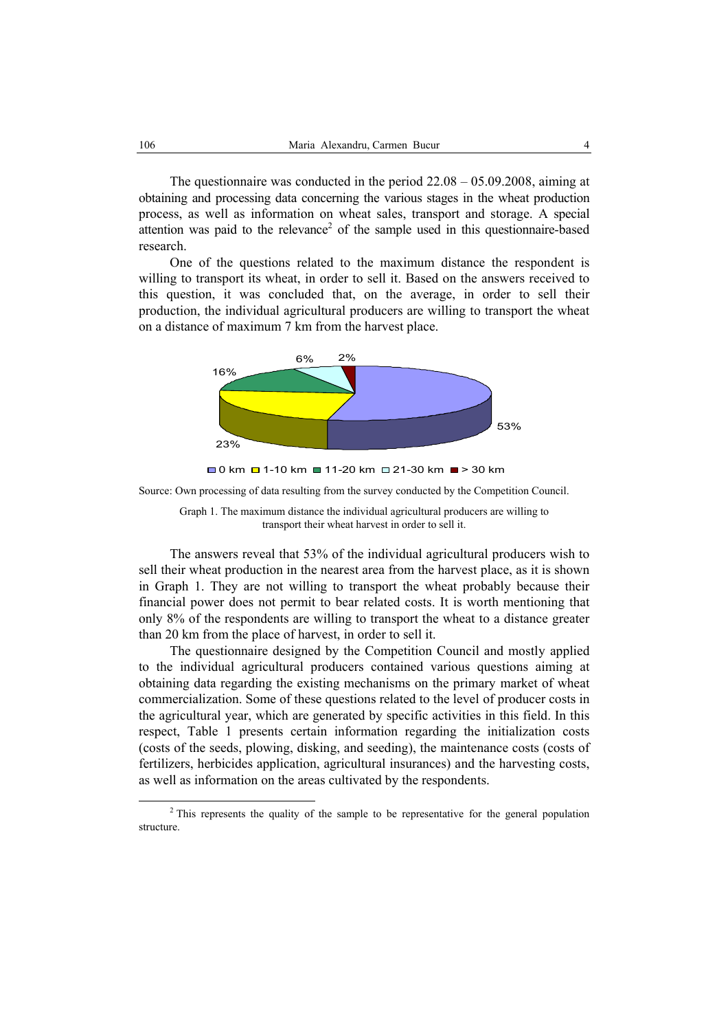The questionnaire was conducted in the period 22.08 – 05.09.2008, aiming at obtaining and processing data concerning the various stages in the wheat production process, as well as information on wheat sales, transport and storage. A special attention was paid to the relevance[2] of the sample used in this questionnaire-based research.

One of the questions related to the maximum distance the respondent is willing to transport its wheat, in order to sell it. Based on the answers received to this question, it was concluded that, on the average, in order to sell their production, the individual agricultural producers are willing to transport the wheat on a distance of maximum 7 km from the harvest place.

Source: Own processing of data resulting from the survey conducted by the Competition Council.

Graph 1. The maximum distance the individual agricultural producers are willing to transport their wheat harvest in order to sell it.

The answers reveal that 53% of the individual agricultural producers wish to sell their wheat production in the nearest area from the harvest place, as it is shown in Graph 1. They are not willing to transport the wheat probably because their financial power does not permit to bear related costs. It is worth mentioning that only 8% of the respondents are willing to transport the wheat to a distance greater than 20 km from the place of harvest, in order to sell it.

The questionnaire designed by the Competition Council and mostly applied to the individual agricultural producers contained various questions aiming at obtaining data regarding the existing mechanisms on the primary market of wheat commercialization. Some of these questions related to the level of producer costs in the agricultural year, which are generated by specific activities in this field. In this respect, Table 1 presents certain information regarding the initialization costs (costs of the seeds, plowing, disking, and seeding), the maintenance costs (costs of fertilizers, herbicides application, agricultural insurances) and the harvesting costs, as well as information on the areas cultivated by the respondents.

---

[2] This represents the quality of the sample to be representative for the general population structure.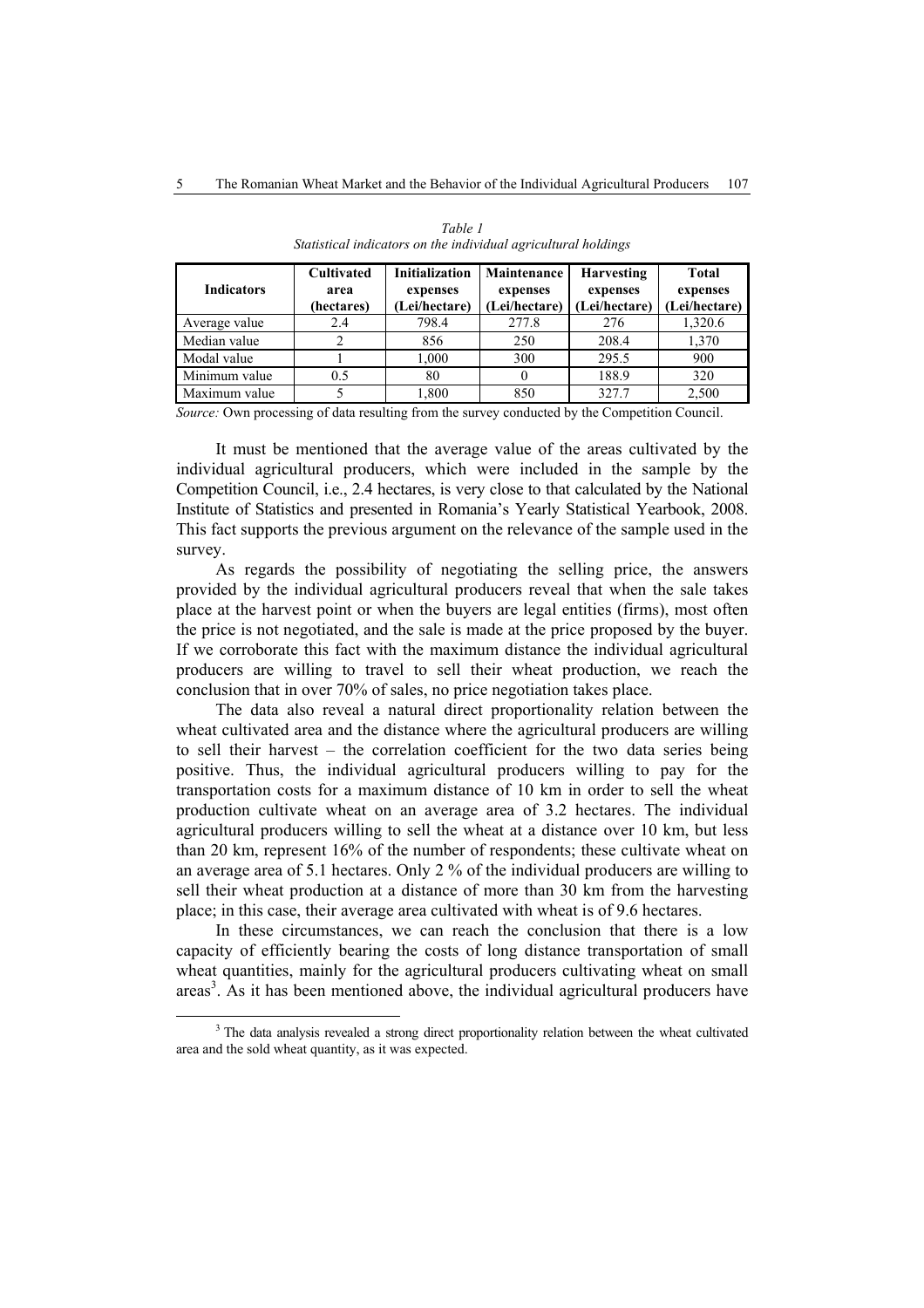*Table 1*
*Statistical indicators on the individual agricultural holdings*

| Indicators | Cultivated area (hectares) | Initialization expenses (Lei/hectare) | Maintenance expenses (Lei/hectare) | Harvesting expenses (Lei/hectare) | Total expenses (Lei/hectare) |
|---|---|---|---|---|---|
| Average value | 2.4 | 798.4 | 277.8 | 276 | 1,320.6 |
| Median value | 2 | 856 | 250 | 208.4 | 1,370 |
| Modal value | 1 | 1,000 | 300 | 295.5 | 900 |
| Minimum value | 0.5 | 80 | 0 | 188.9 | 320 |
| Maximum value | 5 | 1,800 | 850 | 327.7 | 2,500 |

*Source:* Own processing of data resulting from the survey conducted by the Competition Council.

It must be mentioned that the average value of the areas cultivated by the individual agricultural producers, which were included in the sample by the Competition Council, i.e., 2.4 hectares, is very close to that calculated by the National Institute of Statistics and presented in Romania's Yearly Statistical Yearbook, 2008. This fact supports the previous argument on the relevance of the sample used in the survey.

As regards the possibility of negotiating the selling price, the answers provided by the individual agricultural producers reveal that when the sale takes place at the harvest point or when the buyers are legal entities (firms), most often the price is not negotiated, and the sale is made at the price proposed by the buyer. If we corroborate this fact with the maximum distance the individual agricultural producers are willing to travel to sell their wheat production, we reach the conclusion that in over 70% of sales, no price negotiation takes place.

The data also reveal a natural direct proportionality relation between the wheat cultivated area and the distance where the agricultural producers are willing to sell their harvest – the correlation coefficient for the two data series being positive. Thus, the individual agricultural producers willing to pay for the transportation costs for a maximum distance of 10 km in order to sell the wheat production cultivate wheat on an average area of 3.2 hectares. The individual agricultural producers willing to sell the wheat at a distance over 10 km, but less than 20 km, represent 16% of the number of respondents; these cultivate wheat on an average area of 5.1 hectares. Only 2 % of the individual producers are willing to sell their wheat production at a distance of more than 30 km from the harvesting place; in this case, their average area cultivated with wheat is of 9.6 hectares.

In these circumstances, we can reach the conclusion that there is a low capacity of efficiently bearing the costs of long distance transportation of small wheat quantities, mainly for the agricultural producers cultivating wheat on small areas[3]. As it has been mentioned above, the individual agricultural producers have

[3] The data analysis revealed a strong direct proportionality relation between the wheat cultivated area and the sold wheat quantity, as it was expected.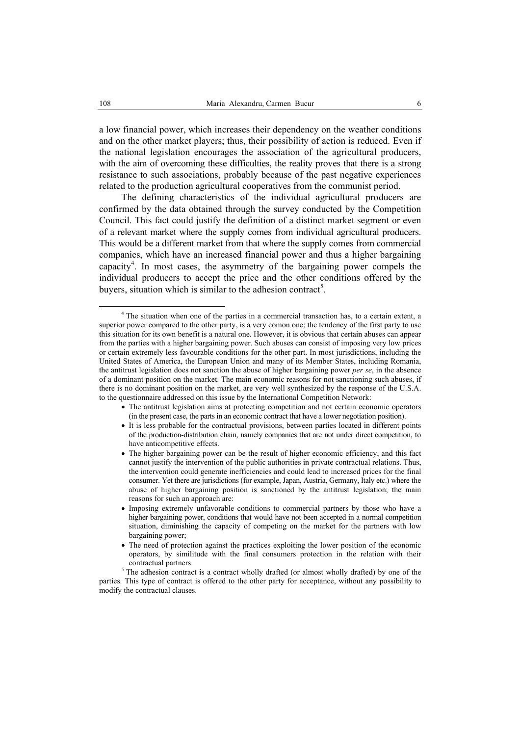a low financial power, which increases their dependency on the weather conditions and on the other market players; thus, their possibility of action is reduced. Even if the national legislation encourages the association of the agricultural producers, with the aim of overcoming these difficulties, the reality proves that there is a strong resistance to such associations, probably because of the past negative experiences related to the production agricultural cooperatives from the communist period.

The defining characteristics of the individual agricultural producers are confirmed by the data obtained through the survey conducted by the Competition Council. This fact could justify the definition of a distinct market segment or even of a relevant market where the supply comes from individual agricultural producers. This would be a different market from that where the supply comes from commercial companies, which have an increased financial power and thus a higher bargaining capacity[4]. In most cases, the asymmetry of the bargaining power compels the individual producers to accept the price and the other conditions offered by the buyers, situation which is similar to the adhesion contract[5].

---

[4] The situation when one of the parties in a commercial transaction has, to a certain extent, a superior power compared to the other party, is a very comon one; the tendency of the first party to use this situation for its own benefit is a natural one. However, it is obvious that certain abuses can appear from the parties with a higher bargaining power. Such abuses can consist of imposing very low prices or certain extremely less favourable conditions for the other part. In most jurisdictions, including the United States of America, the European Union and many of its Member States, including Romania, the antitrust legislation does not sanction the abuse of higher bargaining power *per se*, in the absence of a dominant position on the market. The main economic reasons for not sanctioning such abuses, if there is no dominant position on the market, are very well synthesized by the response of the U.S.A. to the questionnaire addressed on this issue by the International Competition Network:

- The antitrust legislation aims at protecting competition and not certain economic operators (in the present case, the parts in an economic contract that have a lower negotiation position).
- It is less probable for the contractual provisions, between parties located in different points of the production-distribution chain, namely companies that are not under direct competition, to have anticompetitive effects.
- The higher bargaining power can be the result of higher economic efficiency, and this fact cannot justify the intervention of the public authorities in private contractual relations. Thus, the intervention could generate inefficiencies and could lead to increased prices for the final consumer. Yet there are jurisdictions (for example, Japan, Austria, Germany, Italy etc.) where the abuse of higher bargaining position is sanctioned by the antitrust legislation; the main reasons for such an approach are:
- Imposing extremely unfavorable conditions to commercial partners by those who have a higher bargaining power, conditions that would have not been accepted in a normal competition situation, diminishing the capacity of competing on the market for the partners with low bargaining power;
- The need of protection against the practices exploiting the lower position of the economic operators, by similitude with the final consumers protection in the relation with their contractual partners.

[5] The adhesion contract is a contract wholly drafted (or almost wholly drafted) by one of the parties. This type of contract is offered to the other party for acceptance, without any possibility to modify the contractual clauses.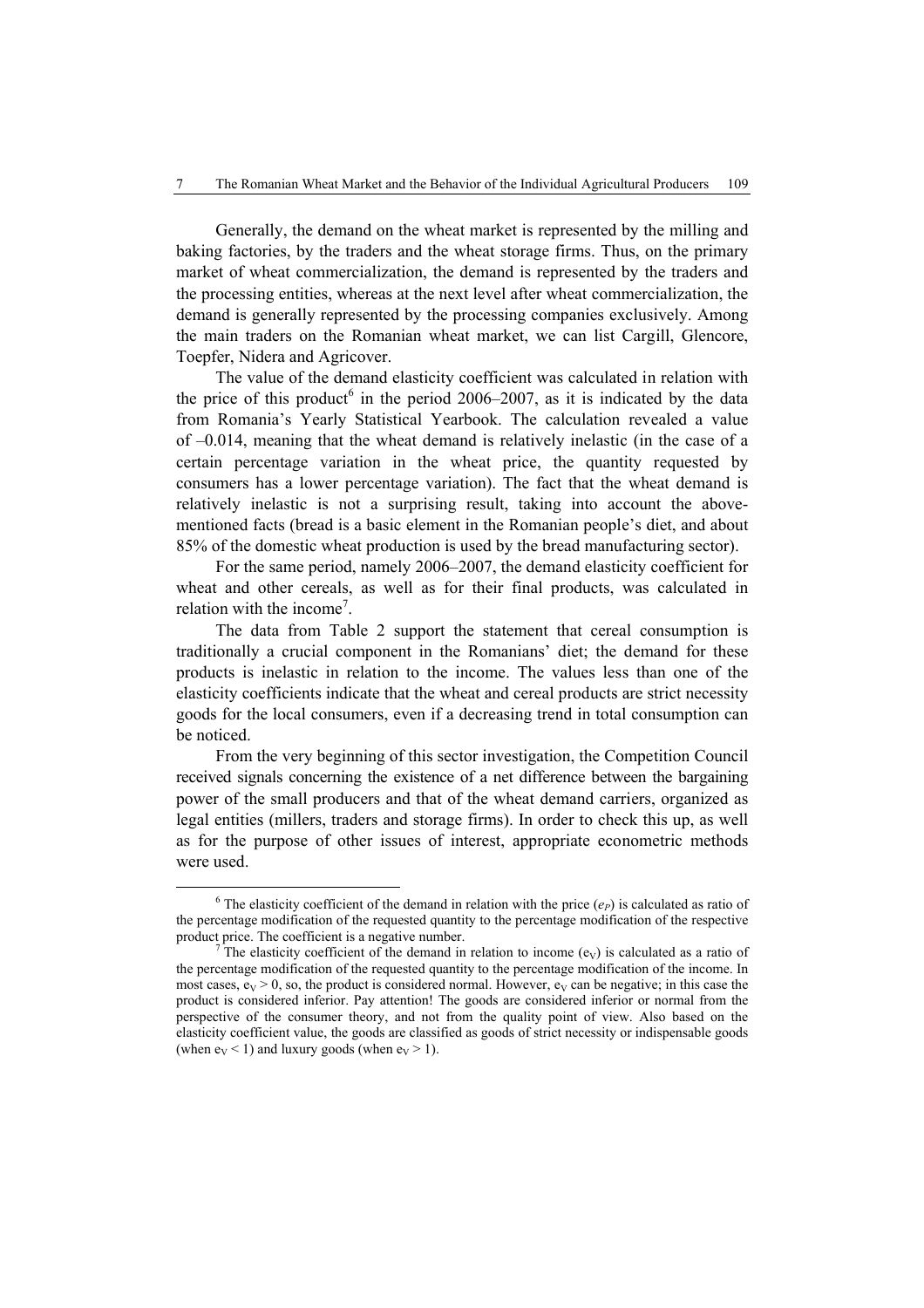Generally, the demand on the wheat market is represented by the milling and baking factories, by the traders and the wheat storage firms. Thus, on the primary market of wheat commercialization, the demand is represented by the traders and the processing entities, whereas at the next level after wheat commercialization, the demand is generally represented by the processing companies exclusively. Among the main traders on the Romanian wheat market, we can list Cargill, Glencore, Toepfer, Nidera and Agricover.

The value of the demand elasticity coefficient was calculated in relation with the price of this product[6] in the period 2006–2007, as it is indicated by the data from Romania's Yearly Statistical Yearbook. The calculation revealed a value of –0.014, meaning that the wheat demand is relatively inelastic (in the case of a certain percentage variation in the wheat price, the quantity requested by consumers has a lower percentage variation). The fact that the wheat demand is relatively inelastic is not a surprising result, taking into account the above-mentioned facts (bread is a basic element in the Romanian people's diet, and about 85% of the domestic wheat production is used by the bread manufacturing sector).

For the same period, namely 2006–2007, the demand elasticity coefficient for wheat and other cereals, as well as for their final products, was calculated in relation with the income[7].

The data from Table 2 support the statement that cereal consumption is traditionally a crucial component in the Romanians' diet; the demand for these products is inelastic in relation to the income. The values less than one of the elasticity coefficients indicate that the wheat and cereal products are strict necessity goods for the local consumers, even if a decreasing trend in total consumption can be noticed.

From the very beginning of this sector investigation, the Competition Council received signals concerning the existence of a net difference between the bargaining power of the small producers and that of the wheat demand carriers, organized as legal entities (millers, traders and storage firms). In order to check this up, as well as for the purpose of other issues of interest, appropriate econometric methods were used.

---

[6] The elasticity coefficient of the demand in relation with the price ($e_P$) is calculated as ratio of the percentage modification of the requested quantity to the percentage modification of the respective product price. The coefficient is a negative number.

[7] The elasticity coefficient of the demand in relation to income ($e_V$) is calculated as a ratio of the percentage modification of the requested quantity to the percentage modification of the income. In most cases, $e_V > 0$, so, the product is considered normal. However, $e_V$ can be negative; in this case the product is considered inferior. Pay attention! The goods are considered inferior or normal from the perspective of the consumer theory, and not from the quality point of view. Also based on the elasticity coefficient value, the goods are classified as goods of strict necessity or indispensable goods (when $e_V < 1$) and luxury goods (when $e_V > 1$).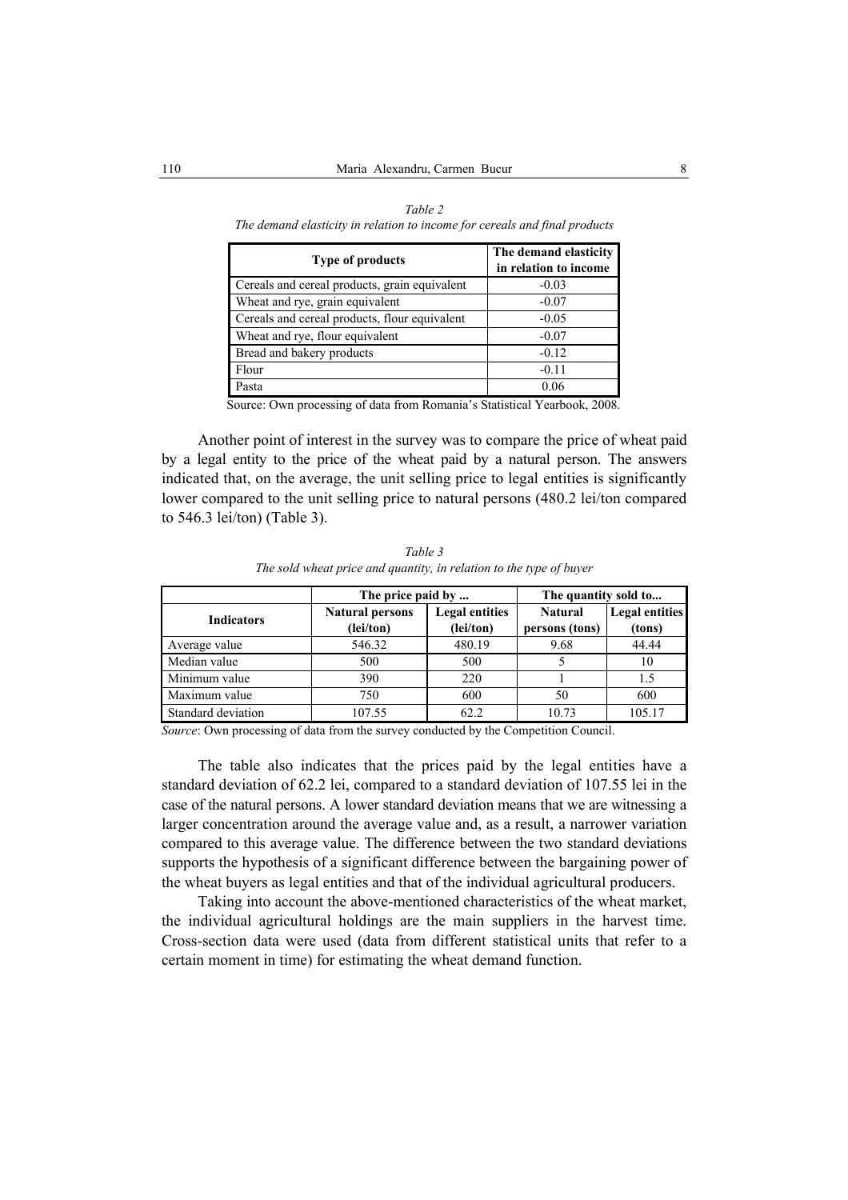*Table 2*
*The demand elasticity in relation to income for cereals and final products*

| Type of products | The demand elasticity in relation to income |
|---|---|
| Cereals and cereal products, grain equivalent | -0.03 |
| Wheat and rye, grain equivalent | -0.07 |
| Cereals and cereal products, flour equivalent | -0.05 |
| Wheat and rye, flour equivalent | -0.07 |
| Bread and bakery products | -0.12 |
| Flour | -0.11 |
| Pasta | 0.06 |

Source: Own processing of data from Romania's Statistical Yearbook, 2008.

Another point of interest in the survey was to compare the price of wheat paid by a legal entity to the price of the wheat paid by a natural person. The answers indicated that, on the average, the unit selling price to legal entities is significantly lower compared to the unit selling price to natural persons (480.2 lei/ton compared to 546.3 lei/ton) (Table 3).

*Table 3*
*The sold wheat price and quantity, in relation to the type of buyer*

| Indicators | The price paid by ... | | The quantity sold to... | |
|---|---|---|---|---|
| | Natural persons (lei/ton) | Legal entities (lei/ton) | Natural persons (tons) | Legal entities (tons) |
| Average value | 546.32 | 480.19 | 9.68 | 44.44 |
| Median value | 500 | 500 | 5 | 10 |
| Minimum value | 390 | 220 | 1 | 1.5 |
| Maximum value | 750 | 600 | 50 | 600 |
| Standard deviation | 107.55 | 62.2 | 10.73 | 105.17 |

*Source*: Own processing of data from the survey conducted by the Competition Council.

The table also indicates that the prices paid by the legal entities have a standard deviation of 62.2 lei, compared to a standard deviation of 107.55 lei in the case of the natural persons. A lower standard deviation means that we are witnessing a larger concentration around the average value and, as a result, a narrower variation compared to this average value. The difference between the two standard deviations supports the hypothesis of a significant difference between the bargaining power of the wheat buyers as legal entities and that of the individual agricultural producers.

Taking into account the above-mentioned characteristics of the wheat market, the individual agricultural holdings are the main suppliers in the harvest time. Cross-section data were used (data from different statistical units that refer to a certain moment in time) for estimating the wheat demand function.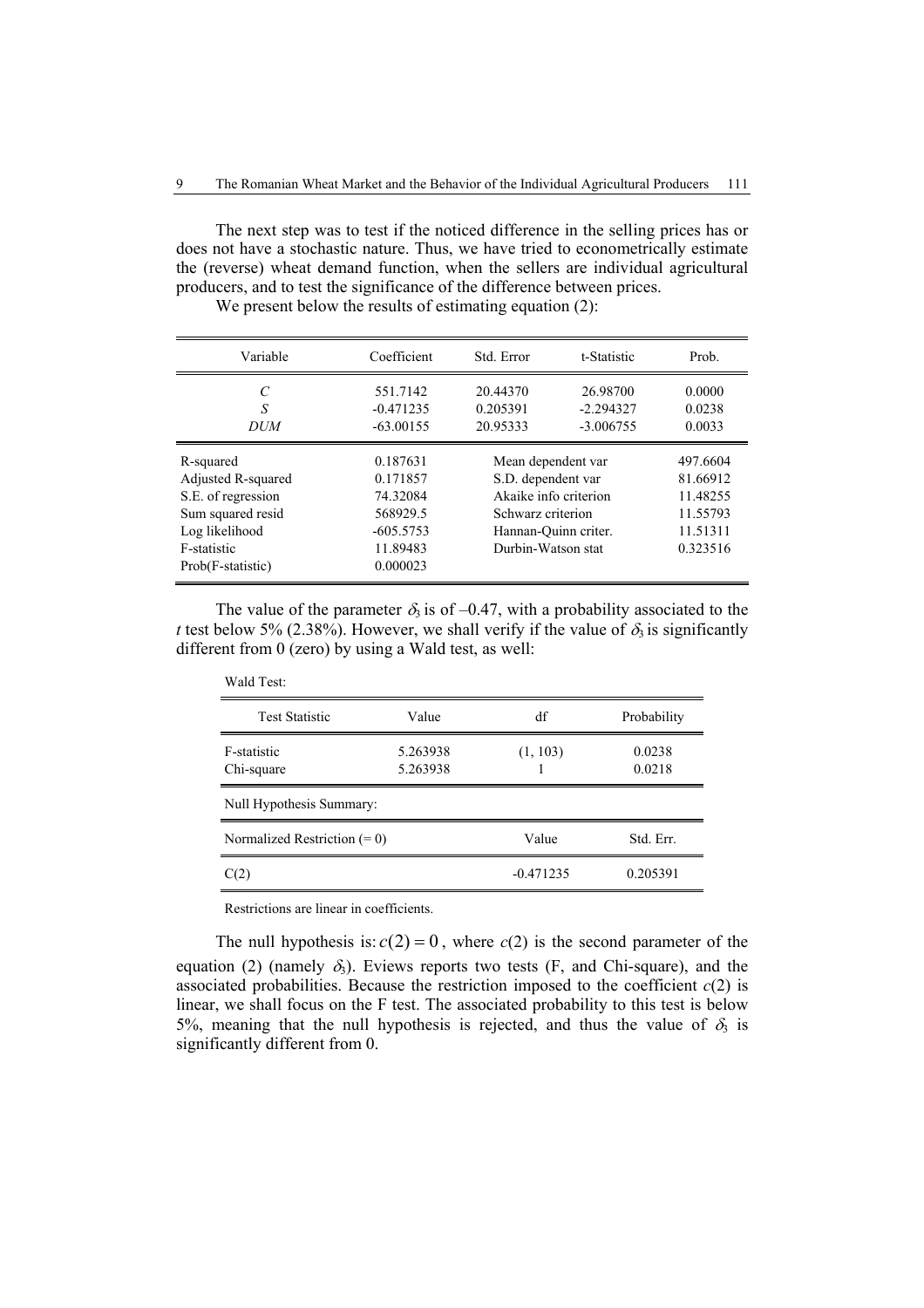The next step was to test if the noticed difference in the selling prices has or does not have a stochastic nature. Thus, we have tried to econometrically estimate the (reverse) wheat demand function, when the sellers are individual agricultural producers, and to test the significance of the difference between prices.

We present below the results of estimating equation (2):

| Variable | Coefficient | Std. Error | t-Statistic | Prob. |
|---|---|---|---|---|
| $C$ | 551.7142 | 20.44370 | 26.98700 | 0.0000 |
| $S$ | -0.471235 | 0.205391 | -2.294327 | 0.0238 |
| $DUM$ | -63.00155 | 20.95333 | -3.006755 | 0.0033 |

| | | | |
|---|---|---|---|
| R-squared | 0.187631 | Mean dependent var | 497.6604 |
| Adjusted R-squared | 0.171857 | S.D. dependent var | 81.66912 |
| S.E. of regression | 74.32084 | Akaike info criterion | 11.48255 |
| Sum squared resid | 568929.5 | Schwarz criterion | 11.55793 |
| Log likelihood | -605.5753 | Hannan-Quinn criter. | 11.51311 |
| F-statistic | 11.89483 | Durbin-Watson stat | 0.323516 |
| Prob(F-statistic) | 0.000023 | | |

The value of the parameter $\delta_3$ is of –0.47, with a probability associated to the *t* test below 5% (2.38%). However, we shall verify if the value of $\delta_3$ is significantly different from 0 (zero) by using a Wald test, as well:

Wald Test:

| Test Statistic | Value | df | Probability |
|---|---|---|---|
| F-statistic | 5.263938 | (1, 103) | 0.0238 |
| Chi-square | 5.263938 | 1 | 0.0218 |

Null Hypothesis Summary:

| Normalized Restriction (= 0) | Value | Std. Err. |
|---|---|---|
| C(2) | -0.471235 | 0.205391 |

Restrictions are linear in coefficients.

The null hypothesis is: $c(2) = 0$, where $c(2)$ is the second parameter of the equation (2) (namely $\delta_3$). Eviews reports two tests (F, and Chi-square), and the associated probabilities. Because the restriction imposed to the coefficient $c(2)$ is linear, we shall focus on the F test. The associated probability to this test is below 5%, meaning that the null hypothesis is rejected, and thus the value of $\delta_3$ is significantly different from 0.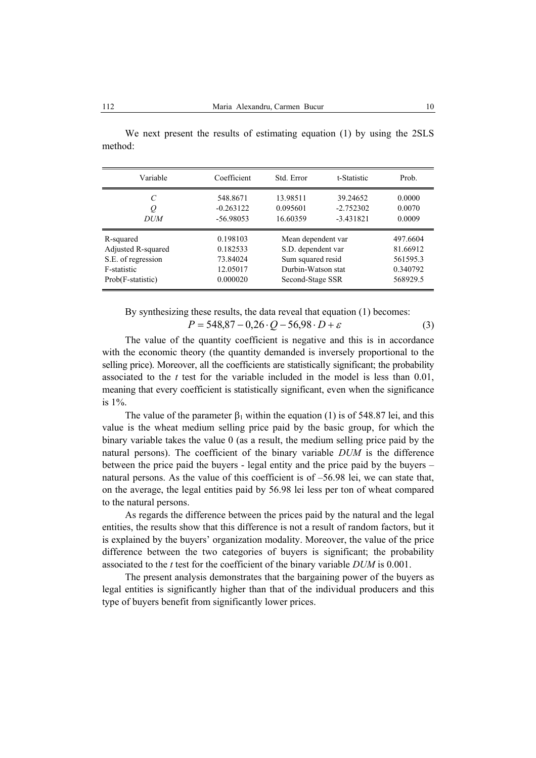We next present the results of estimating equation (1) by using the 2SLS method:

| Variable | Coefficient | Std. Error | t-Statistic | Prob. |
|---|---|---|---|---|
| *C* | 548.8671 | 13.98511 | 39.24652 | 0.0000 |
| *Q* | -0.263122 | 0.095601 | -2.752302 | 0.0070 |
| *DUM* | -56.98053 | 16.60359 | -3.431821 | 0.0009 |
| R-squared | 0.198103 | Mean dependent var | | 497.6604 |
| Adjusted R-squared | 0.182533 | S.D. dependent var | | 81.66912 |
| S.E. of regression | 73.84024 | Sum squared resid | | 561595.3 |
| F-statistic | 12.05017 | Durbin-Watson stat | | 0.340792 |
| Prob(F-statistic) | 0.000020 | Second-Stage SSR | | 568929.5 |

By synthesizing these results, the data reveal that equation (1) becomes:

$$P = 548{,}87 - 0{,}26 \cdot Q - 56{,}98 \cdot D + \varepsilon \tag{3}$$

The value of the quantity coefficient is negative and this is in accordance with the economic theory (the quantity demanded is inversely proportional to the selling price). Moreover, all the coefficients are statistically significant; the probability associated to the *t* test for the variable included in the model is less than 0.01, meaning that every coefficient is statistically significant, even when the significance is 1%.

The value of the parameter $\beta_1$ within the equation (1) is of 548.87 lei, and this value is the wheat medium selling price paid by the basic group, for which the binary variable takes the value 0 (as a result, the medium selling price paid by the natural persons). The coefficient of the binary variable *DUM* is the difference between the price paid the buyers - legal entity and the price paid by the buyers – natural persons. As the value of this coefficient is of –56.98 lei, we can state that, on the average, the legal entities paid by 56.98 lei less per ton of wheat compared to the natural persons.

As regards the difference between the prices paid by the natural and the legal entities, the results show that this difference is not a result of random factors, but it is explained by the buyers' organization modality. Moreover, the value of the price difference between the two categories of buyers is significant; the probability associated to the *t* test for the coefficient of the binary variable *DUM* is 0.001.

The present analysis demonstrates that the bargaining power of the buyers as legal entities is significantly higher than that of the individual producers and this type of buyers benefit from significantly lower prices.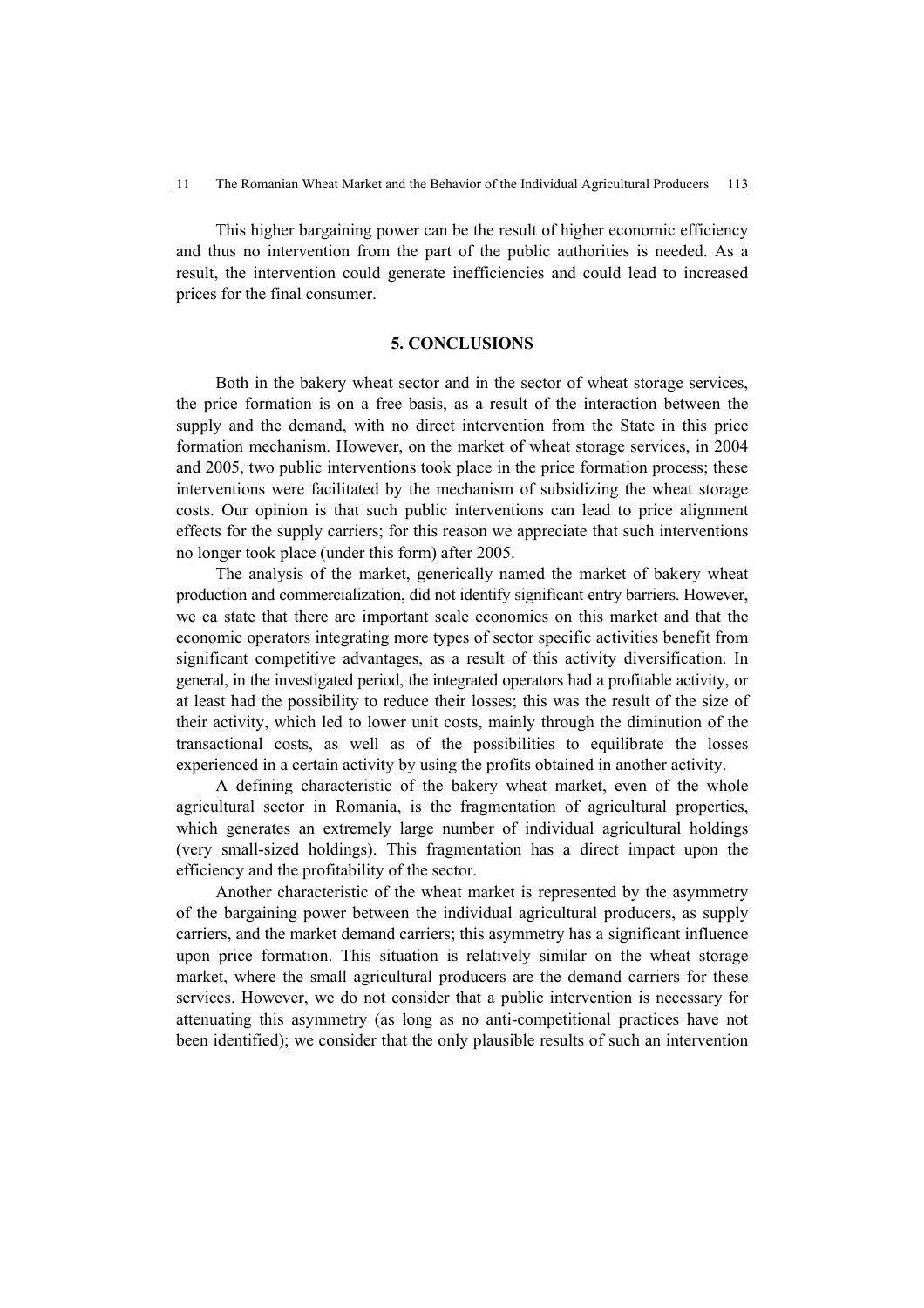This higher bargaining power can be the result of higher economic efficiency and thus no intervention from the part of the public authorities is needed. As a result, the intervention could generate inefficiencies and could lead to increased prices for the final consumer.

## 5. CONCLUSIONS

Both in the bakery wheat sector and in the sector of wheat storage services, the price formation is on a free basis, as a result of the interaction between the supply and the demand, with no direct intervention from the State in this price formation mechanism. However, on the market of wheat storage services, in 2004 and 2005, two public interventions took place in the price formation process; these interventions were facilitated by the mechanism of subsidizing the wheat storage costs. Our opinion is that such public interventions can lead to price alignment effects for the supply carriers; for this reason we appreciate that such interventions no longer took place (under this form) after 2005.

The analysis of the market, generically named the market of bakery wheat production and commercialization, did not identify significant entry barriers. However, we ca state that there are important scale economies on this market and that the economic operators integrating more types of sector specific activities benefit from significant competitive advantages, as a result of this activity diversification. In general, in the investigated period, the integrated operators had a profitable activity, or at least had the possibility to reduce their losses; this was the result of the size of their activity, which led to lower unit costs, mainly through the diminution of the transactional costs, as well as of the possibilities to equilibrate the losses experienced in a certain activity by using the profits obtained in another activity.

A defining characteristic of the bakery wheat market, even of the whole agricultural sector in Romania, is the fragmentation of agricultural properties, which generates an extremely large number of individual agricultural holdings (very small-sized holdings). This fragmentation has a direct impact upon the efficiency and the profitability of the sector.

Another characteristic of the wheat market is represented by the asymmetry of the bargaining power between the individual agricultural producers, as supply carriers, and the market demand carriers; this asymmetry has a significant influence upon price formation. This situation is relatively similar on the wheat storage market, where the small agricultural producers are the demand carriers for these services. However, we do not consider that a public intervention is necessary for attenuating this asymmetry (as long as no anti-competitional practices have not been identified); we consider that the only plausible results of such an intervention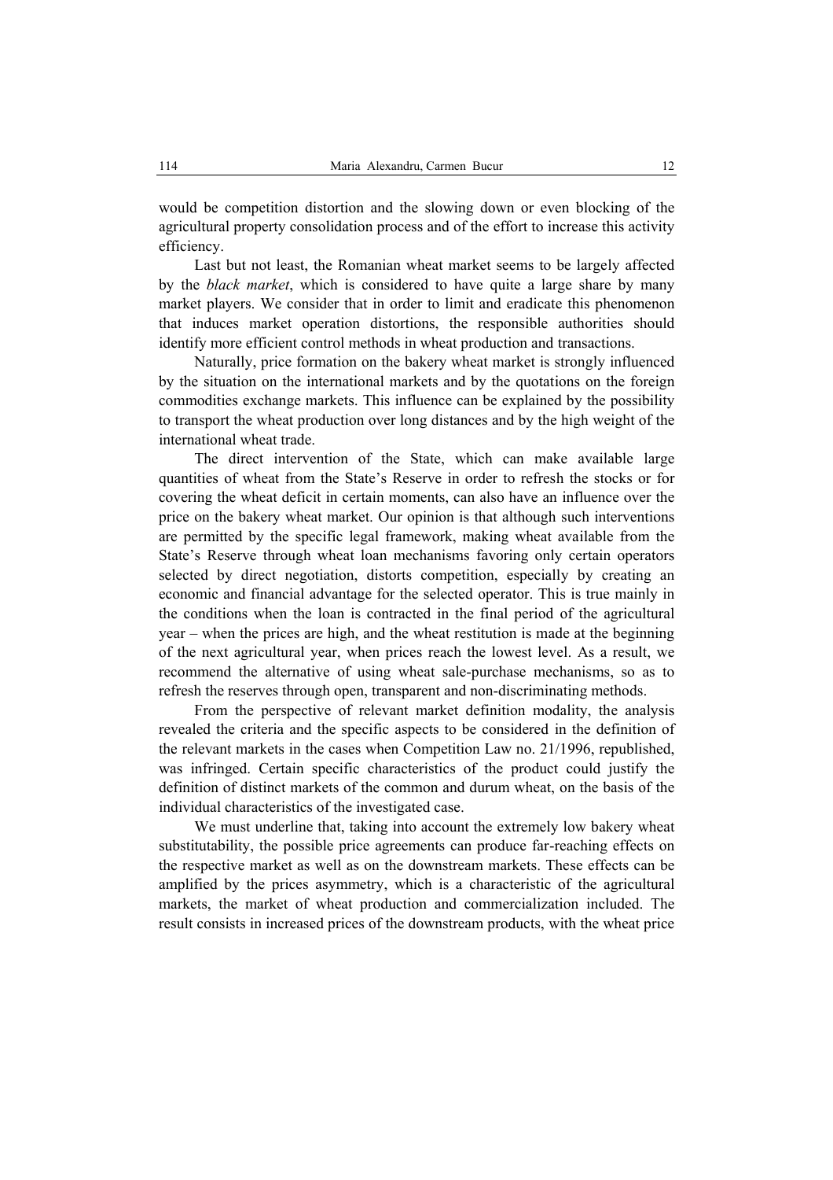would be competition distortion and the slowing down or even blocking of the agricultural property consolidation process and of the effort to increase this activity efficiency.

Last but not least, the Romanian wheat market seems to be largely affected by the *black market*, which is considered to have quite a large share by many market players. We consider that in order to limit and eradicate this phenomenon that induces market operation distortions, the responsible authorities should identify more efficient control methods in wheat production and transactions.

Naturally, price formation on the bakery wheat market is strongly influenced by the situation on the international markets and by the quotations on the foreign commodities exchange markets. This influence can be explained by the possibility to transport the wheat production over long distances and by the high weight of the international wheat trade.

The direct intervention of the State, which can make available large quantities of wheat from the State's Reserve in order to refresh the stocks or for covering the wheat deficit in certain moments, can also have an influence over the price on the bakery wheat market. Our opinion is that although such interventions are permitted by the specific legal framework, making wheat available from the State's Reserve through wheat loan mechanisms favoring only certain operators selected by direct negotiation, distorts competition, especially by creating an economic and financial advantage for the selected operator. This is true mainly in the conditions when the loan is contracted in the final period of the agricultural year – when the prices are high, and the wheat restitution is made at the beginning of the next agricultural year, when prices reach the lowest level. As a result, we recommend the alternative of using wheat sale-purchase mechanisms, so as to refresh the reserves through open, transparent and non-discriminating methods.

From the perspective of relevant market definition modality, the analysis revealed the criteria and the specific aspects to be considered in the definition of the relevant markets in the cases when Competition Law no. 21/1996, republished, was infringed. Certain specific characteristics of the product could justify the definition of distinct markets of the common and durum wheat, on the basis of the individual characteristics of the investigated case.

We must underline that, taking into account the extremely low bakery wheat substitutability, the possible price agreements can produce far-reaching effects on the respective market as well as on the downstream markets. These effects can be amplified by the prices asymmetry, which is a characteristic of the agricultural markets, the market of wheat production and commercialization included. The result consists in increased prices of the downstream products, with the wheat price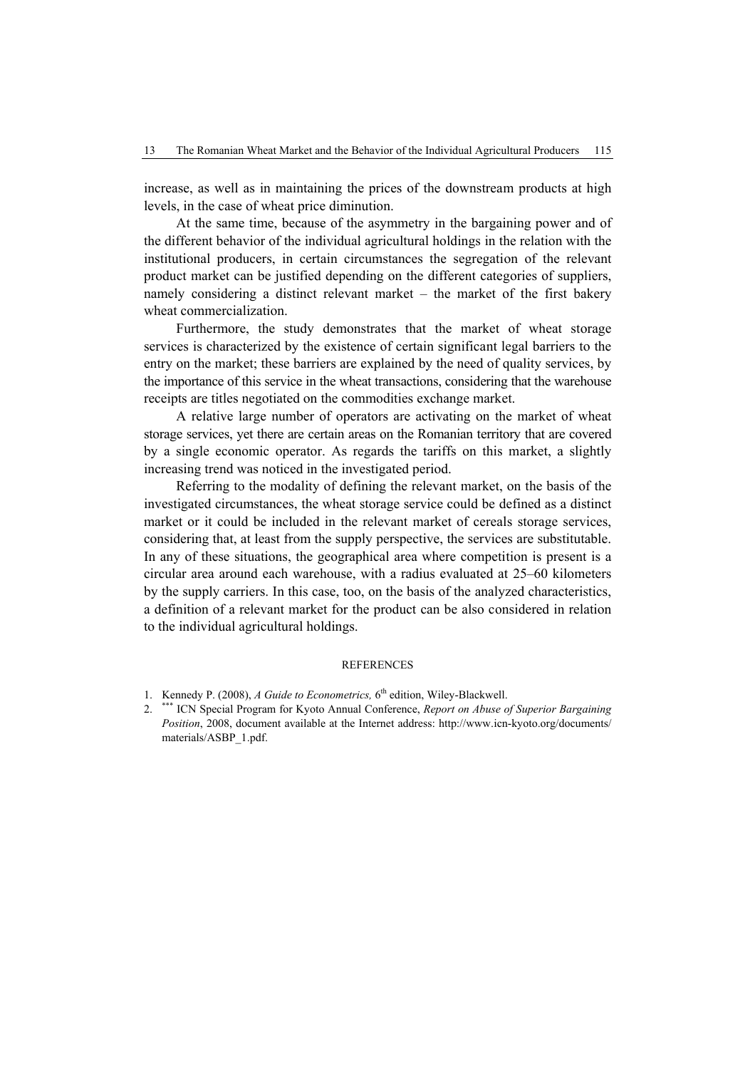increase, as well as in maintaining the prices of the downstream products at high levels, in the case of wheat price diminution.

At the same time, because of the asymmetry in the bargaining power and of the different behavior of the individual agricultural holdings in the relation with the institutional producers, in certain circumstances the segregation of the relevant product market can be justified depending on the different categories of suppliers, namely considering a distinct relevant market – the market of the first bakery wheat commercialization.

Furthermore, the study demonstrates that the market of wheat storage services is characterized by the existence of certain significant legal barriers to the entry on the market; these barriers are explained by the need of quality services, by the importance of this service in the wheat transactions, considering that the warehouse receipts are titles negotiated on the commodities exchange market.

A relative large number of operators are activating on the market of wheat storage services, yet there are certain areas on the Romanian territory that are covered by a single economic operator. As regards the tariffs on this market, a slightly increasing trend was noticed in the investigated period.

Referring to the modality of defining the relevant market, on the basis of the investigated circumstances, the wheat storage service could be defined as a distinct market or it could be included in the relevant market of cereals storage services, considering that, at least from the supply perspective, the services are substitutable. In any of these situations, the geographical area where competition is present is a circular area around each warehouse, with a radius evaluated at 25–60 kilometers by the supply carriers. In this case, too, on the basis of the analyzed characteristics, a definition of a relevant market for the product can be also considered in relation to the individual agricultural holdings.

## REFERENCES

1. Kennedy P. (2008), *A Guide to Econometrics,* 6th edition, Wiley-Blackwell.
2. *** ICN Special Program for Kyoto Annual Conference, *Report on Abuse of Superior Bargaining Position*, 2008, document available at the Internet address: http://www.icn-kyoto.org/documents/materials/ASBP_1.pdf.